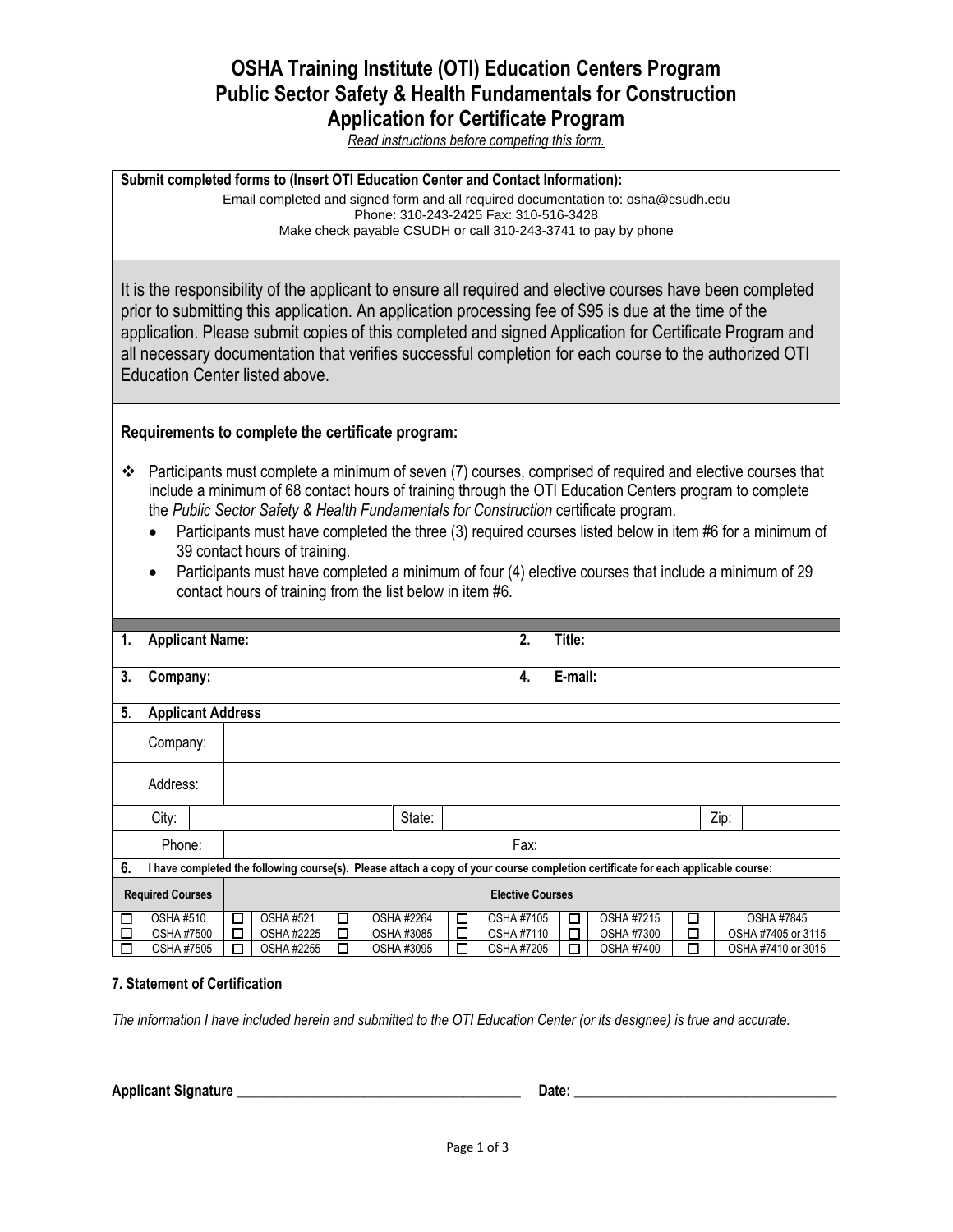# OSHA Training Institute (OTI) Education Centers Program
## Public Sector Safety & Health Fundamentals for Construction
## Application for Certificate Program

*Read instructions before competing this form.*

**Submit completed forms to (Insert OTI Education Center and Contact Information):**

Email completed and signed form and all required documentation to: osha@csudh.edu
Phone: 310-243-2425 Fax: 310-516-3428
Make check payable CSUDH or call 310-243-3741 to pay by phone

It is the responsibility of the applicant to ensure all required and elective courses have been completed prior to submitting this application. An application processing fee of $95 is due at the time of the application. Please submit copies of this completed and signed Application for Certificate Program and all necessary documentation that verifies successful completion for each course to the authorized OTI Education Center listed above.

**Requirements to complete the certificate program:**

- Participants must complete a minimum of seven (7) courses, comprised of required and elective courses that include a minimum of 68 contact hours of training through the OTI Education Centers program to complete the *Public Sector Safety & Health Fundamentals for Construction* certificate program.
  - Participants must have completed the three (3) required courses listed below in item #6 for a minimum of 39 contact hours of training.
  - Participants must have completed a minimum of four (4) elective courses that include a minimum of 29 contact hours of training from the list below in item #6.

| 1. | **Applicant Name:** | 2. | **Title:** |
|---|---|---|---|
| 3. | **Company:** | 4. | **E-mail:** |

**5. Applicant Address**

| | |
|---|---|
| Company: | |
| Address: | |
| City: | State: | Zip: |
| Phone: | Fax: |

**6.** **I have completed the following course(s). Please attach a copy of your course completion certificate for each applicable course:**

| Required Courses | Elective Courses | | | | | |
|---|---|---|---|---|---|---|
| ☐ OSHA #510 | ☐ OSHA #521 | ☐ OSHA #2264 | ☐ OSHA #7105 | ☐ OSHA #7215 | ☐ OSHA #7845 |
| ☐ OSHA #7500 | ☐ OSHA #2225 | ☐ OSHA #3085 | ☐ OSHA #7110 | ☐ OSHA #7300 | ☐ OSHA #7405 or 3115 |
| ☐ OSHA #7505 | ☐ OSHA #2255 | ☐ OSHA #3095 | ☐ OSHA #7205 | ☐ OSHA #7400 | ☐ OSHA #7410 or 3015 |

**7. Statement of Certification**

*The information I have included herein and submitted to the OTI Education Center (or its designee) is true and accurate.*

**Applicant Signature** ________________________________________ **Date:** _____________________________________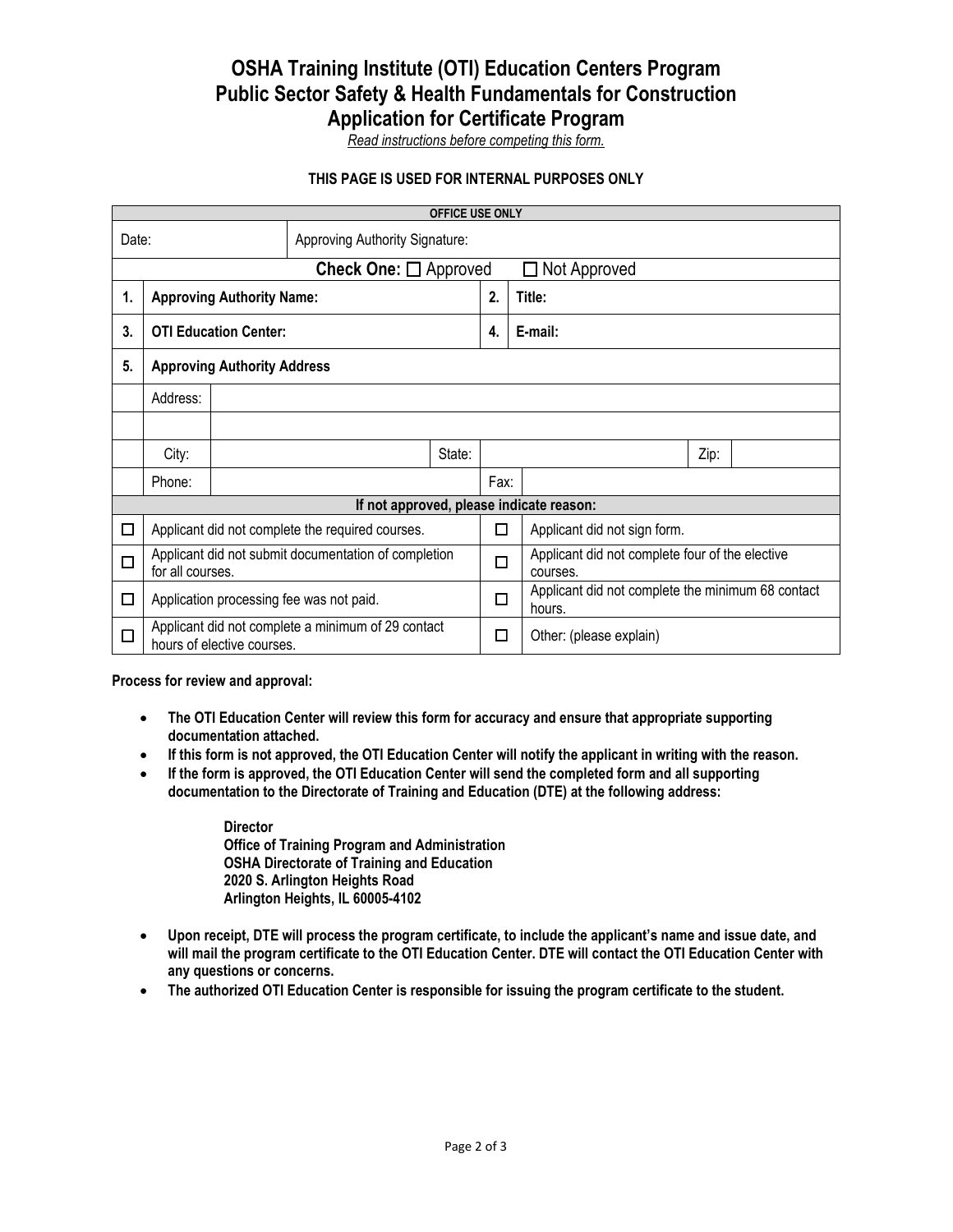# OSHA Training Institute (OTI) Education Centers Program
# Public Sector Safety & Health Fundamentals for Construction
# Application for Certificate Program

*Read instructions before competing this form.*

**THIS PAGE IS USED FOR INTERNAL PURPOSES ONLY**

| **OFFICE USE ONLY** | | | | | | | |
|---|---|---|---|---|---|---|---|
| Date: | | Approving Authority Signature: | | | | | |
| **Check One:** ☐ Approved ☐ Not Approved | | | | | | | |
| **1.** | **Approving Authority Name:** | | | **2.** | **Title:** | | |
| **3.** | **OTI Education Center:** | | | **4.** | **E-mail:** | | |
| **5.** | **Approving Authority Address** | | | | | | |
| | Address: | | | | | | |
| | | | | | | | |
| | City: | | State: | | | Zip: | |
| | Phone: | | | Fax: | | | |
| **If not approved, please indicate reason:** | | | | | | | |
| ☐ | Applicant did not complete the required courses. | | | ☐ | Applicant did not sign form. | | |
| ☐ | Applicant did not submit documentation of completion for all courses. | | | ☐ | Applicant did not complete four of the elective courses. | | |
| ☐ | Application processing fee was not paid. | | | ☐ | Applicant did not complete the minimum 68 contact hours. | | |
| ☐ | Applicant did not complete a minimum of 29 contact hours of elective courses. | | | ☐ | Other: (please explain) | | |

**Process for review and approval:**

- **The OTI Education Center will review this form for accuracy and ensure that appropriate supporting documentation attached.**
- **If this form is not approved, the OTI Education Center will notify the applicant in writing with the reason.**
- **If the form is approved, the OTI Education Center will send the completed form and all supporting documentation to the Directorate of Training and Education (DTE) at the following address:**

  **Director**
  **Office of Training Program and Administration**
  **OSHA Directorate of Training and Education**
  **2020 S. Arlington Heights Road**
  **Arlington Heights, IL 60005-4102**

- **Upon receipt, DTE will process the program certificate, to include the applicant's name and issue date, and will mail the program certificate to the OTI Education Center. DTE will contact the OTI Education Center with any questions or concerns.**
- **The authorized OTI Education Center is responsible for issuing the program certificate to the student.**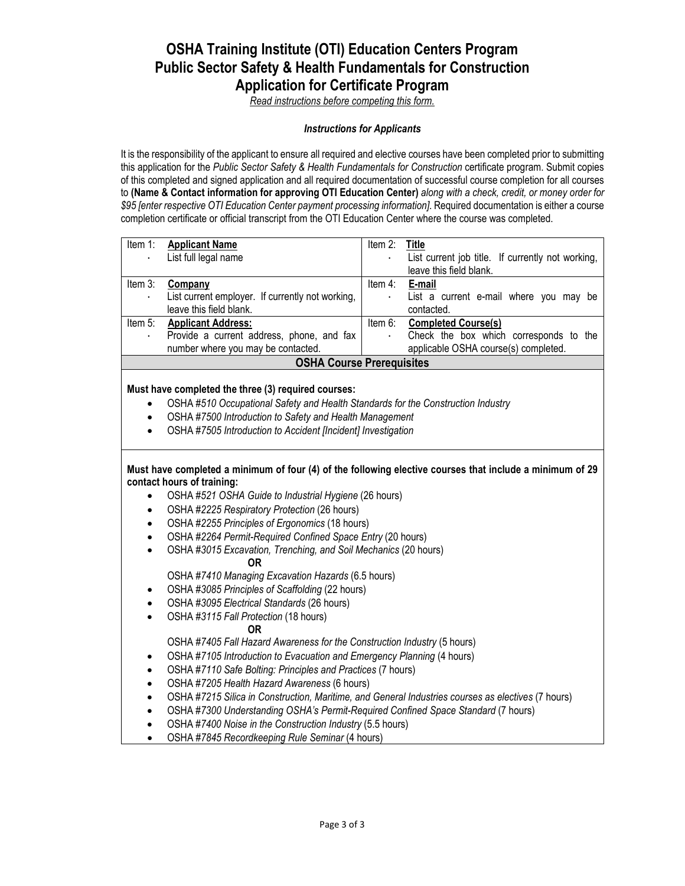# OSHA Training Institute (OTI) Education Centers Program
# Public Sector Safety & Health Fundamentals for Construction
# Application for Certificate Program

*Read instructions before competing this form.*

### *Instructions for Applicants*

It is the responsibility of the applicant to ensure all required and elective courses have been completed prior to submitting this application for the *Public Sector Safety & Health Fundamentals for Construction* certificate program. Submit copies of this completed and signed application and all required documentation of successful course completion for all courses to **(Name & Contact information for approving OTI Education Center)** *along with a check, credit, or money order for $95 [enter respective OTI Education Center payment processing information]*. Required documentation is either a course completion certificate or official transcript from the OTI Education Center where the course was completed.

| | |
|---|---|
| Item 1: **Applicant Name**<br>· List full legal name | Item 2: **Title**<br>· List current job title. If currently not working, leave this field blank. |
| Item 3: **Company**<br>· List current employer. If currently not working, leave this field blank. | Item 4: **E-mail**<br>· List a current e-mail where you may be contacted. |
| Item 5: **Applicant Address:**<br>· Provide a current address, phone, and fax number where you may be contacted. | Item 6: **Completed Course(s)**<br>· Check the box which corresponds to the applicable OSHA course(s) completed. |

## OSHA Course Prerequisites

**Must have completed the three (3) required courses:**

- OSHA #*510 Occupational Safety and Health Standards for the Construction Industry*
- OSHA #*7500 Introduction to Safety and Health Management*
- OSHA #*7505 Introduction to Accident [Incident] Investigation*

**Must have completed a minimum of four (4) of the following elective courses that include a minimum of 29 contact hours of training:**

- OSHA #*521 OSHA Guide to Industrial Hygiene* (26 hours)
- OSHA #*2225 Respiratory Protection* (26 hours)
- OSHA #*2255 Principles of Ergonomics* (18 hours)
- OSHA #*2264 Permit-Required Confined Space Entry* (20 hours)
- OSHA #*3015 Excavation, Trenching, and Soil Mechanics* (20 hours)
  **OR**
  OSHA #*7410 Managing Excavation Hazards* (6.5 hours)
- OSHA #*3085 Principles of Scaffolding* (22 hours)
- OSHA #*3095 Electrical Standards* (26 hours)
- OSHA #*3115 Fall Protection* (18 hours)
  **OR**
  OSHA #*7405 Fall Hazard Awareness for the Construction Industry* (5 hours)
- OSHA #*7105 Introduction to Evacuation and Emergency Planning* (4 hours)
- OSHA #*7110 Safe Bolting: Principles and Practices* (7 hours)
- OSHA #*7205 Health Hazard Awareness* (6 hours)
- OSHA #*7215 Silica in Construction, Maritime, and General Industries courses as electives* (7 hours)
- OSHA #*7300 Understanding OSHA's Permit-Required Confined Space Standard* (7 hours)
- OSHA #*7400 Noise in the Construction Industry* (5.5 hours)
- OSHA #*7845 Recordkeeping Rule Seminar* (4 hours)